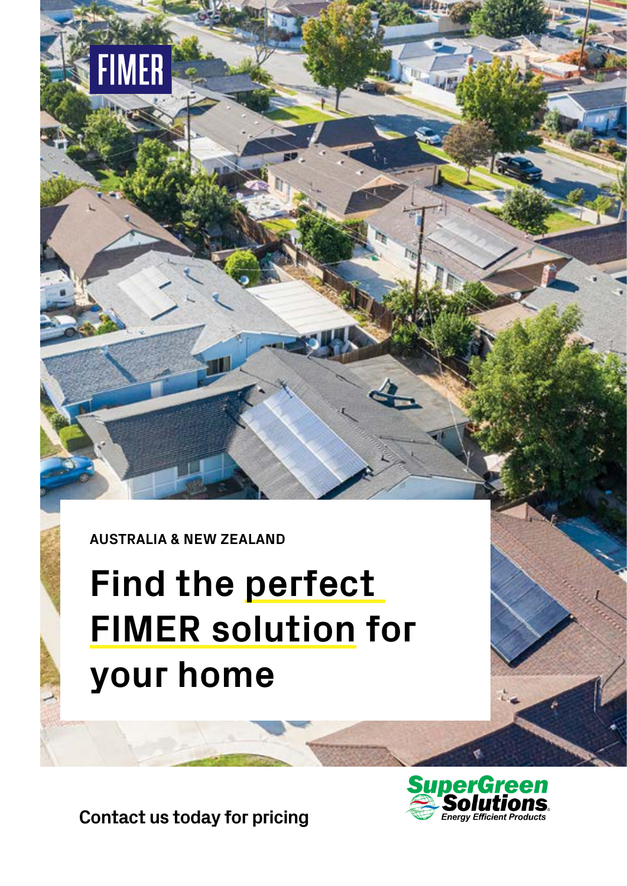FIMER

AUSTRALIA & NEW ZEALAND

# Find the perfect FIMER solution for your home

Contact us today for pricing

SuperGreen Solutions®
Energy Efficient Products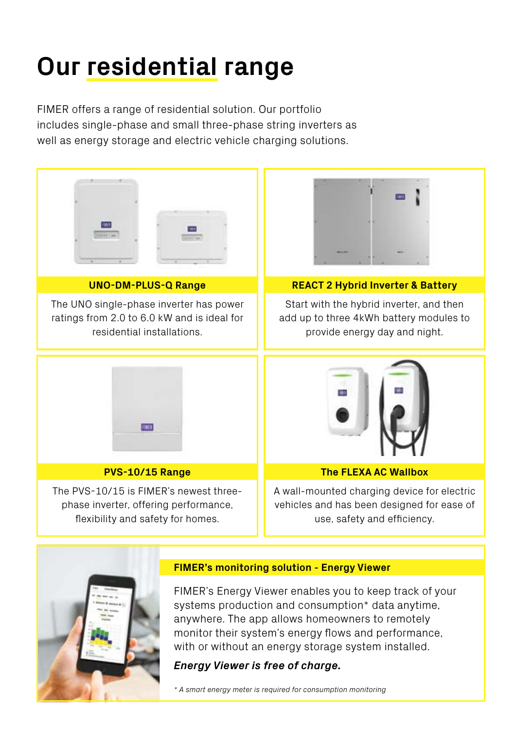# Our residential range

FIMER offers a range of residential solution. Our portfolio includes single-phase and small three-phase string inverters as well as energy storage and electric vehicle charging solutions.

### UNO-DM-PLUS-Q Range

The UNO single-phase inverter has power ratings from 2.0 to 6.0 kW and is ideal for residential installations.

### REACT 2 Hybrid Inverter & Battery

Start with the hybrid inverter, and then add up to three 4kWh battery modules to provide energy day and night.

### PVS-10/15 Range

The PVS-10/15 is FIMER's newest three-phase inverter, offering performance, flexibility and safety for homes.

### The FLEXA AC Wallbox

A wall-mounted charging device for electric vehicles and has been designed for ease of use, safety and efficiency.

### FIMER's monitoring solution - Energy Viewer

FIMER's Energy Viewer enables you to keep track of your systems production and consumption* data anytime, anywhere. The app allows homeowners to remotely monitor their system's energy flows and performance, with or without an energy storage system installed.

***Energy Viewer is free of charge.***

*\* A smart energy meter is required for consumption monitoring*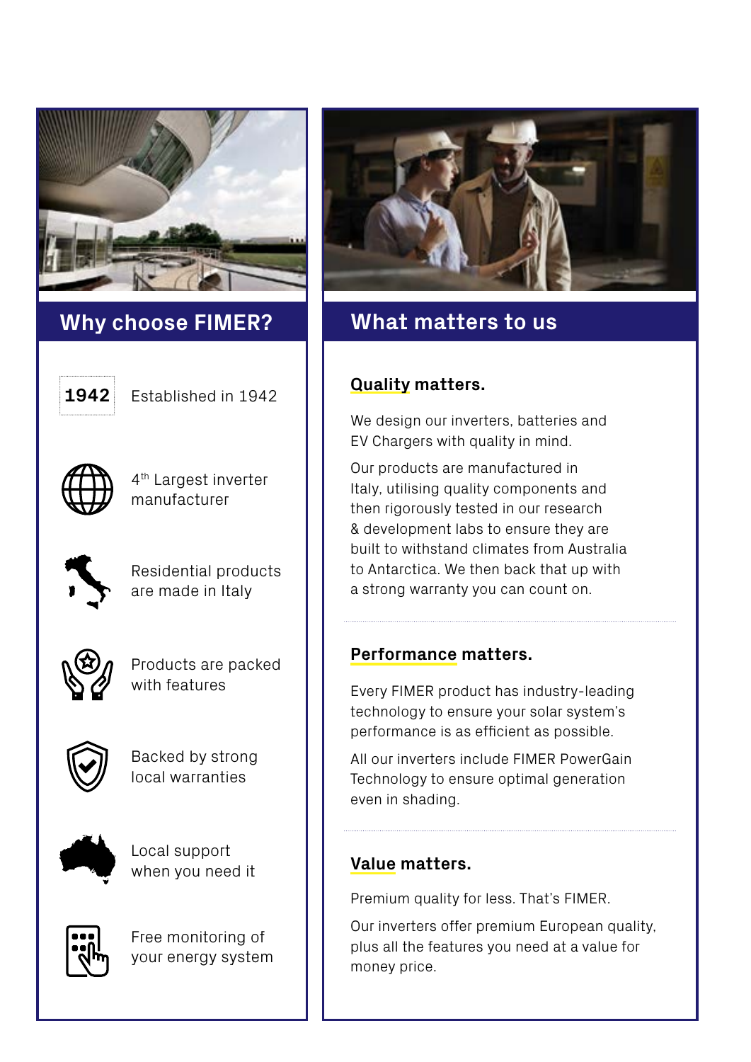## Why choose FIMER?

- **1942** Established in 1942
- 4th Largest inverter manufacturer
- Residential products are made in Italy
- Products are packed with features
- Backed by strong local warranties
- Local support when you need it
- Free monitoring of your energy system

## What matters to us

### Quality matters.

We design our inverters, batteries and EV Chargers with quality in mind.

Our products are manufactured in Italy, utilising quality components and then rigorously tested in our research & development labs to ensure they are built to withstand climates from Australia to Antarctica. We then back that up with a strong warranty you can count on.

### Performance matters.

Every FIMER product has industry-leading technology to ensure your solar system's performance is as efficient as possible.

All our inverters include FIMER PowerGain Technology to ensure optimal generation even in shading.

### Value matters.

Premium quality for less. That's FIMER.

Our inverters offer premium European quality, plus all the features you need at a value for money price.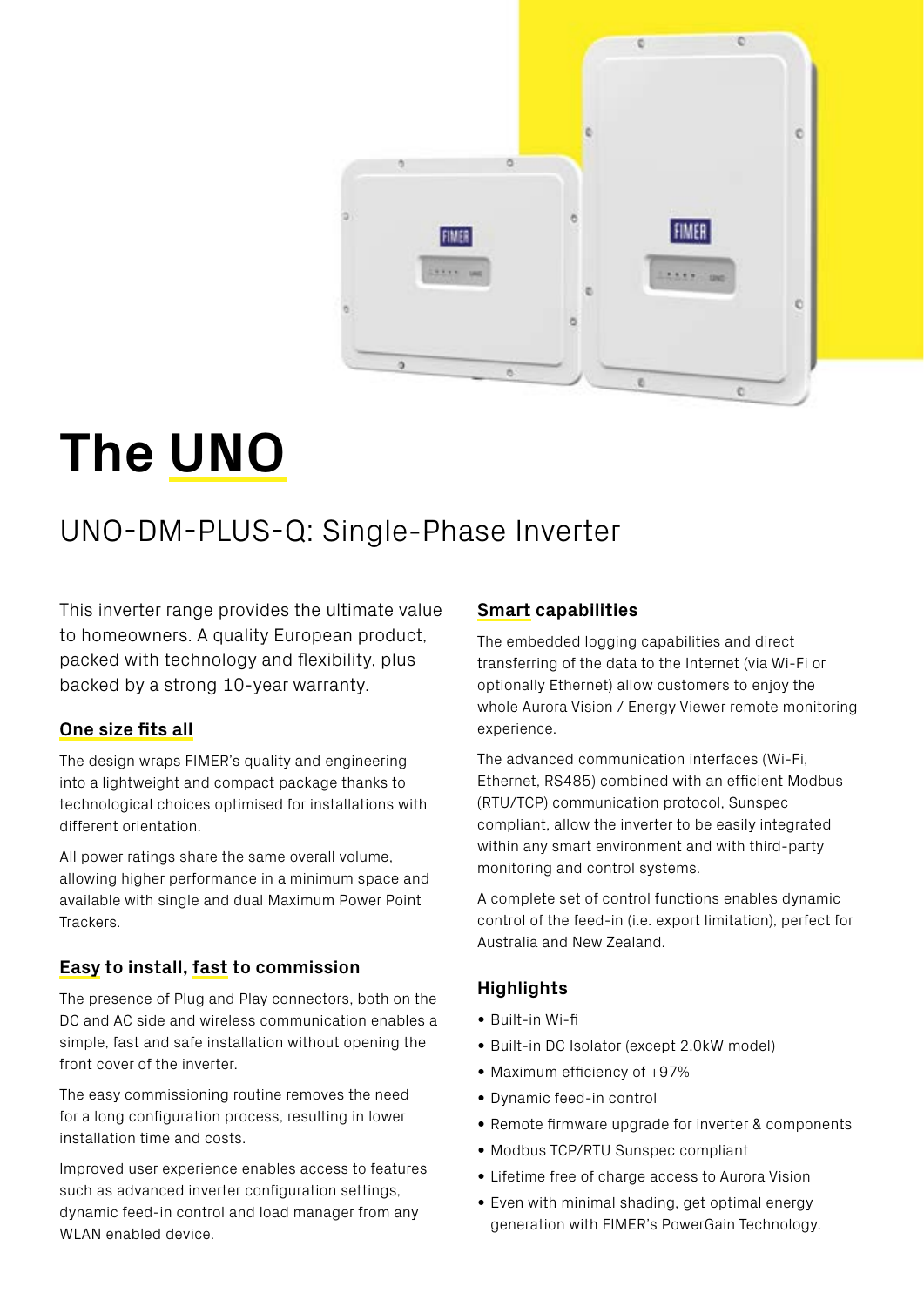# The UNO

## UNO-DM-PLUS-Q: Single-Phase Inverter

This inverter range provides the ultimate value to homeowners. A quality European product, packed with technology and flexibility, plus backed by a strong 10-year warranty.

### One size fits all

The design wraps FIMER's quality and engineering into a lightweight and compact package thanks to technological choices optimised for installations with different orientation.

All power ratings share the same overall volume, allowing higher performance in a minimum space and available with single and dual Maximum Power Point Trackers.

### Easy to install, fast to commission

The presence of Plug and Play connectors, both on the DC and AC side and wireless communication enables a simple, fast and safe installation without opening the front cover of the inverter.

The easy commissioning routine removes the need for a long configuration process, resulting in lower installation time and costs.

Improved user experience enables access to features such as advanced inverter configuration settings, dynamic feed-in control and load manager from any WLAN enabled device.

### Smart capabilities

The embedded logging capabilities and direct transferring of the data to the Internet (via Wi-Fi or optionally Ethernet) allow customers to enjoy the whole Aurora Vision / Energy Viewer remote monitoring experience.

The advanced communication interfaces (Wi-Fi, Ethernet, RS485) combined with an efficient Modbus (RTU/TCP) communication protocol, Sunspec compliant, allow the inverter to be easily integrated within any smart environment and with third-party monitoring and control systems.

A complete set of control functions enables dynamic control of the feed-in (i.e. export limitation), perfect for Australia and New Zealand.

### Highlights

- Built-in Wi-fi
- Built-in DC Isolator (except 2.0kW model)
- Maximum efficiency of +97%
- Dynamic feed-in control
- Remote firmware upgrade for inverter & components
- Modbus TCP/RTU Sunspec compliant
- Lifetime free of charge access to Aurora Vision
- Even with minimal shading, get optimal energy generation with FIMER's PowerGain Technology.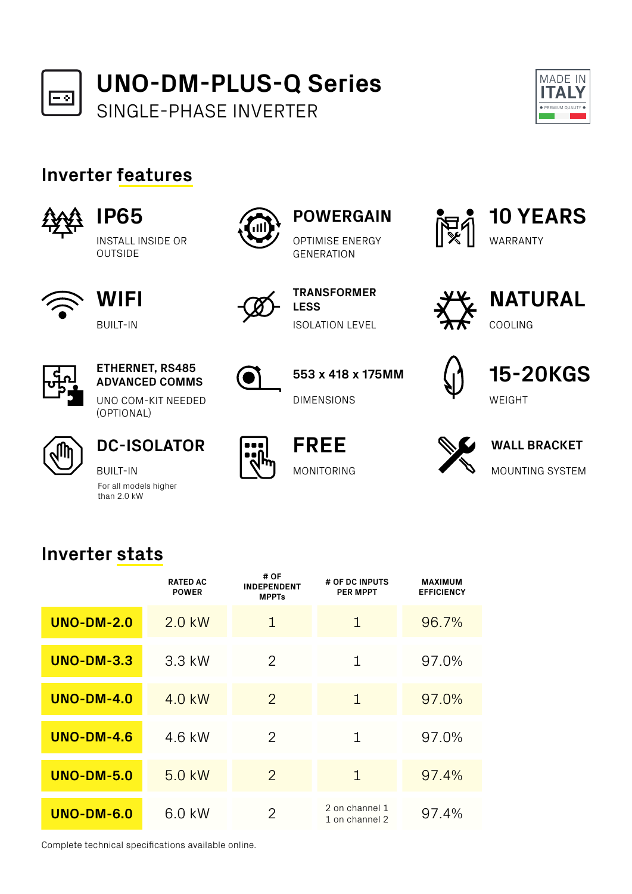# UNO-DM-PLUS-Q Series

SINGLE-PHASE INVERTER

MADE IN ITALY
PREMIUM QUALITY

## Inverter features

**IP65**
INSTALL INSIDE OR OUTSIDE

**POWERGAIN**
OPTIMISE ENERGY GENERATION

**10 YEARS**
WARRANTY

**WIFI**
BUILT-IN

**TRANSFORMER LESS**
ISOLATION LEVEL

**NATURAL**
COOLING

**ETHERNET, RS485 ADVANCED COMMS**
UNO COM-KIT NEEDED (OPTIONAL)

**553 x 418 x 175MM**
DIMENSIONS

**15-20KGS**
WEIGHT

**DC-ISOLATOR**
BUILT-IN
For all models higher than 2.0 kW

**FREE**
MONITORING

**WALL BRACKET**
MOUNTING SYSTEM

## Inverter stats

| | RATED AC POWER | # OF INDEPENDENT MPPTs | # OF DC INPUTS PER MPPT | MAXIMUM EFFICIENCY |
|---|---|---|---|---|
| **UNO-DM-2.0** | 2.0 kW | 1 | 1 | 96.7% |
| **UNO-DM-3.3** | 3.3 kW | 2 | 1 | 97.0% |
| **UNO-DM-4.0** | 4.0 kW | 2 | 1 | 97.0% |
| **UNO-DM-4.6** | 4.6 kW | 2 | 1 | 97.0% |
| **UNO-DM-5.0** | 5.0 kW | 2 | 1 | 97.4% |
| **UNO-DM-6.0** | 6.0 kW | 2 | 2 on channel 1<br>1 on channel 2 | 97.4% |

Complete technical specifications available online.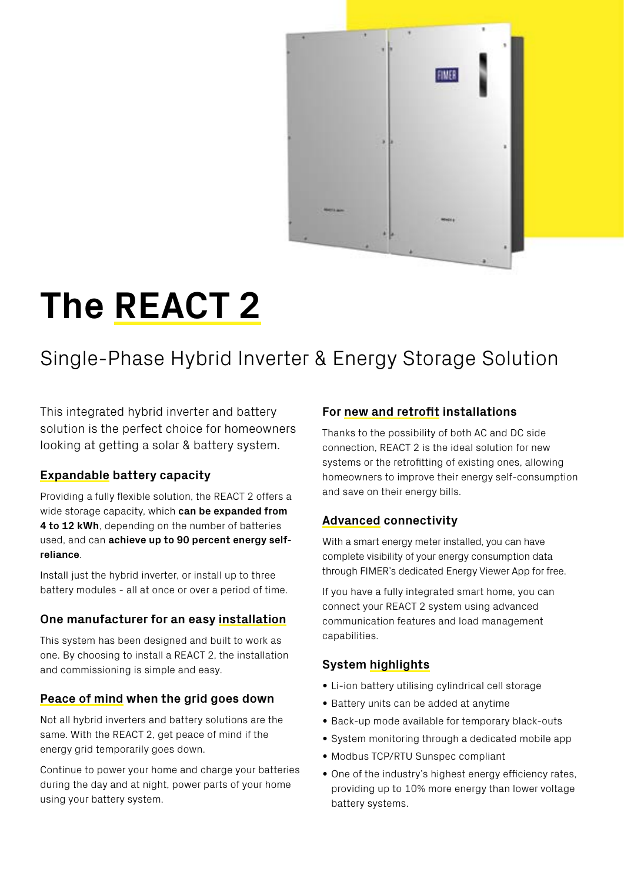# The REACT 2

## Single-Phase Hybrid Inverter & Energy Storage Solution

This integrated hybrid inverter and battery solution is the perfect choice for homeowners looking at getting a solar & battery system.

### Expandable battery capacity

Providing a fully flexible solution, the REACT 2 offers a wide storage capacity, which **can be expanded from 4 to 12 kWh**, depending on the number of batteries used, and can **achieve up to 90 percent energy self-reliance**.

Install just the hybrid inverter, or install up to three battery modules - all at once or over a period of time.

### One manufacturer for an easy installation

This system has been designed and built to work as one. By choosing to install a REACT 2, the installation and commissioning is simple and easy.

### Peace of mind when the grid goes down

Not all hybrid inverters and battery solutions are the same. With the REACT 2, get peace of mind if the energy grid temporarily goes down.

Continue to power your home and charge your batteries during the day and at night, power parts of your home using your battery system.

### For new and retrofit installations

Thanks to the possibility of both AC and DC side connection, REACT 2 is the ideal solution for new systems or the retrofitting of existing ones, allowing homeowners to improve their energy self-consumption and save on their energy bills.

### Advanced connectivity

With a smart energy meter installed, you can have complete visibility of your energy consumption data through FIMER's dedicated Energy Viewer App for free.

If you have a fully integrated smart home, you can connect your REACT 2 system using advanced communication features and load management capabilities.

### System highlights

- Li-ion battery utilising cylindrical cell storage
- Battery units can be added at anytime
- Back-up mode available for temporary black-outs
- System monitoring through a dedicated mobile app
- Modbus TCP/RTU Sunspec compliant
- One of the industry's highest energy efficiency rates, providing up to 10% more energy than lower voltage battery systems.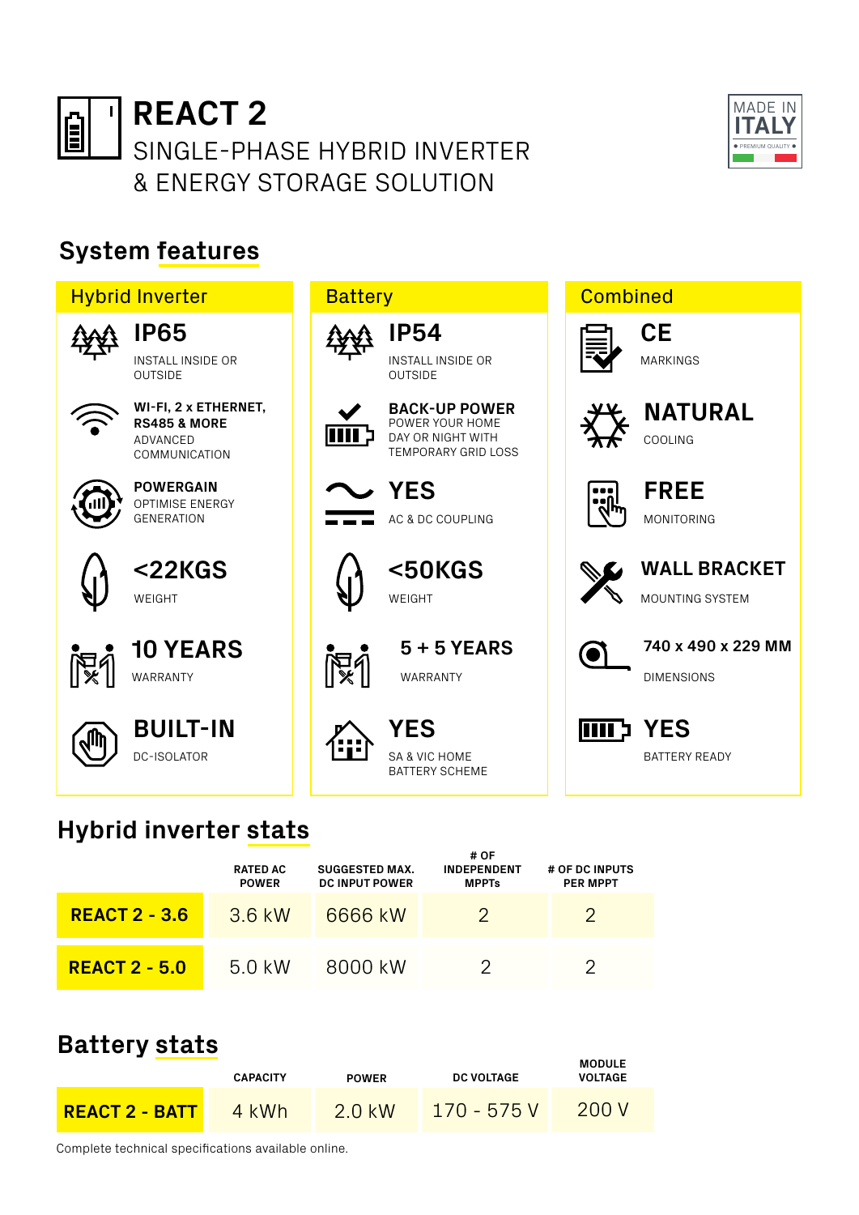# REACT 2

SINGLE-PHASE HYBRID INVERTER & ENERGY STORAGE SOLUTION

MADE IN ITALY
PREMIUM QUALITY

## System features

### Hybrid Inverter

**IP65**
INSTALL INSIDE OR OUTSIDE

**WI-FI, 2 x ETHERNET, RS485 & MORE**
ADVANCED COMMUNICATION

**POWERGAIN**
OPTIMISE ENERGY GENERATION

**<22KGS**
WEIGHT

**10 YEARS**
WARRANTY

**BUILT-IN**
DC-ISOLATOR

### Battery

**IP54**
INSTALL INSIDE OR OUTSIDE

**BACK-UP POWER**
POWER YOUR HOME DAY OR NIGHT WITH TEMPORARY GRID LOSS

**YES**
AC & DC COUPLING

**<50KGS**
WEIGHT

**5 + 5 YEARS**
WARRANTY

**YES**
SA & VIC HOME BATTERY SCHEME

### Combined

**CE**
MARKINGS

**NATURAL**
COOLING

**FREE**
MONITORING

**WALL BRACKET**
MOUNTING SYSTEM

**740 x 490 x 229 MM**
DIMENSIONS

**YES**
BATTERY READY

## Hybrid inverter stats

| | RATED AC POWER | SUGGESTED MAX. DC INPUT POWER | # OF INDEPENDENT MPPTs | # OF DC INPUTS PER MPPT |
|---|---|---|---|---|
| **REACT 2 - 3.6** | 3.6 kW | 6666 kW | 2 | 2 |
| **REACT 2 - 5.0** | 5.0 kW | 8000 kW | 2 | 2 |

## Battery stats

| | CAPACITY | POWER | DC VOLTAGE | MODULE VOLTAGE |
|---|---|---|---|---|
| **REACT 2 - BATT** | 4 kWh | 2.0 kW | 170 - 575 V | 200 V |

Complete technical specifications available online.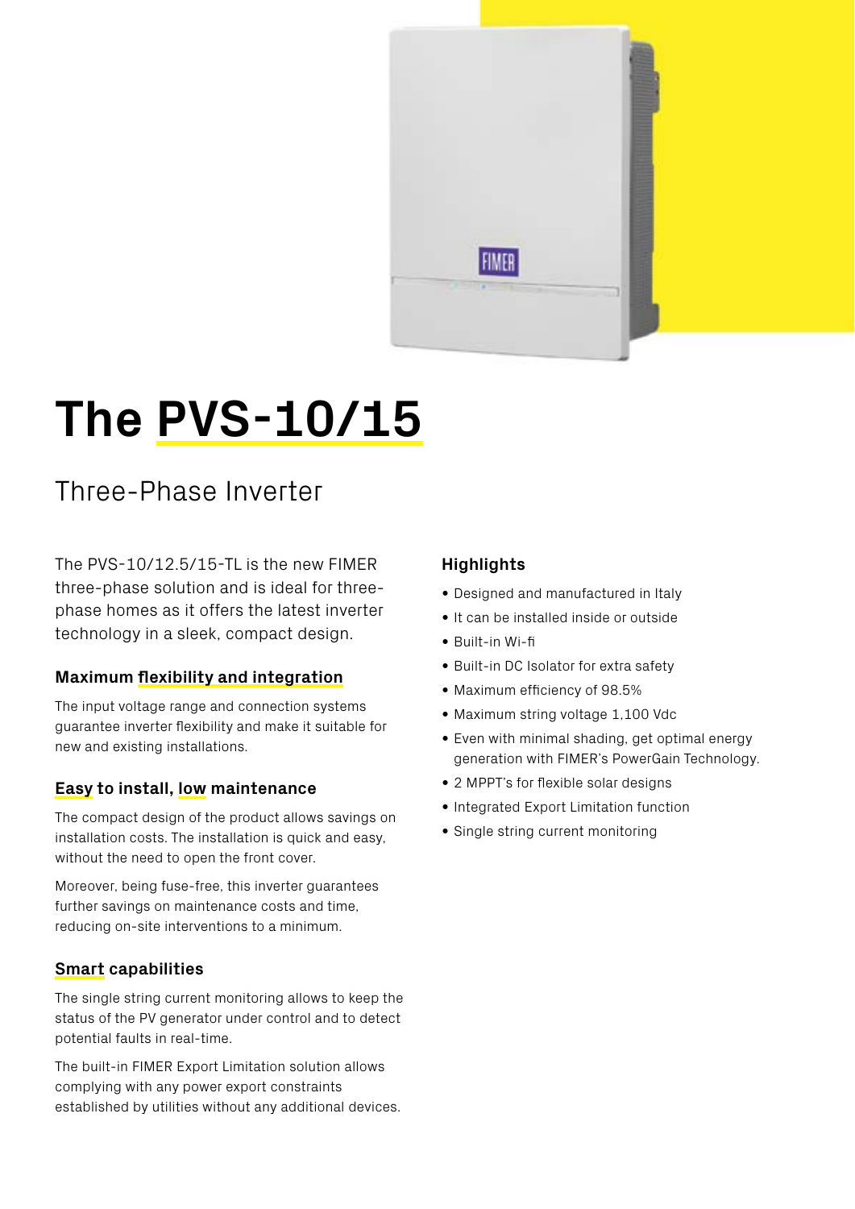# The PVS-10/15

## Three-Phase Inverter

The PVS-10/12.5/15-TL is the new FIMER three-phase solution and is ideal for three-phase homes as it offers the latest inverter technology in a sleek, compact design.

### Maximum flexibility and integration

The input voltage range and connection systems guarantee inverter flexibility and make it suitable for new and existing installations.

### Easy to install, low maintenance

The compact design of the product allows savings on installation costs. The installation is quick and easy, without the need to open the front cover.

Moreover, being fuse-free, this inverter guarantees further savings on maintenance costs and time, reducing on-site interventions to a minimum.

### Smart capabilities

The single string current monitoring allows to keep the status of the PV generator under control and to detect potential faults in real-time.

The built-in FIMER Export Limitation solution allows complying with any power export constraints established by utilities without any additional devices.

### Highlights

- Designed and manufactured in Italy
- It can be installed inside or outside
- Built-in Wi-fi
- Built-in DC Isolator for extra safety
- Maximum efficiency of 98.5%
- Maximum string voltage 1,100 Vdc
- Even with minimal shading, get optimal energy generation with FIMER's PowerGain Technology.
- 2 MPPT's for flexible solar designs
- Integrated Export Limitation function
- Single string current monitoring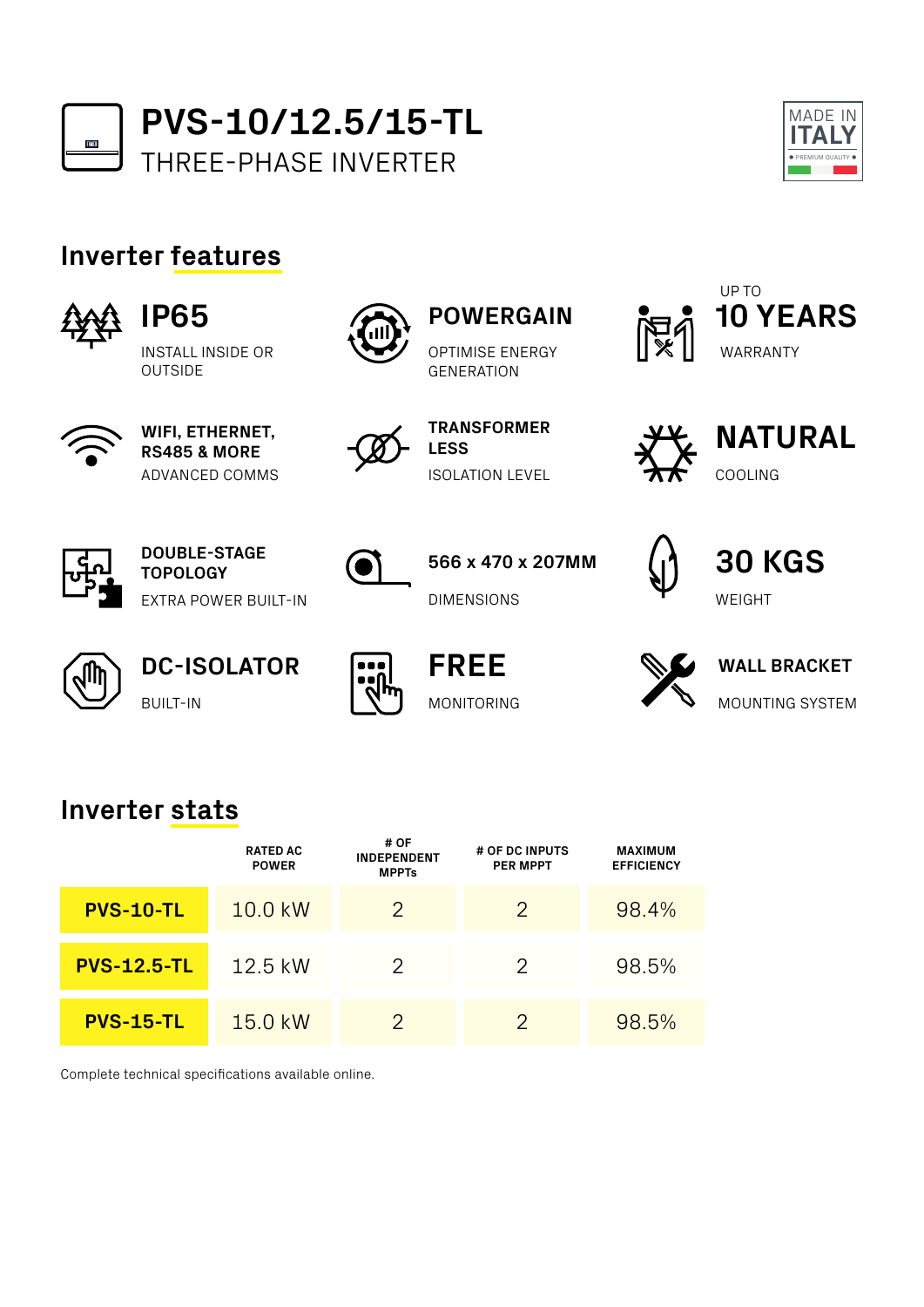# PVS-10/12.5/15-TL

THREE-PHASE INVERTER

MADE IN ITALY
PREMIUM QUALITY

## Inverter features

**IP65**
INSTALL INSIDE OR OUTSIDE

**POWERGAIN**
OPTIMISE ENERGY GENERATION

UP TO
**10 YEARS**
WARRANTY

**WIFI, ETHERNET, RS485 & MORE**
ADVANCED COMMS

**TRANSFORMER LESS**
ISOLATION LEVEL

**NATURAL**
COOLING

**DOUBLE-STAGE TOPOLOGY**
EXTRA POWER BUILT-IN

**566 x 470 x 207MM**
DIMENSIONS

**30 KGS**
WEIGHT

**DC-ISOLATOR**
BUILT-IN

**FREE**
MONITORING

**WALL BRACKET**
MOUNTING SYSTEM

## Inverter stats

| | RATED AC POWER | # OF INDEPENDENT MPPTs | # OF DC INPUTS PER MPPT | MAXIMUM EFFICIENCY |
|---|---|---|---|---|
| **PVS-10-TL** | 10.0 kW | 2 | 2 | 98.4% |
| **PVS-12.5-TL** | 12.5 kW | 2 | 2 | 98.5% |
| **PVS-15-TL** | 15.0 kW | 2 | 2 | 98.5% |

Complete technical specifications available online.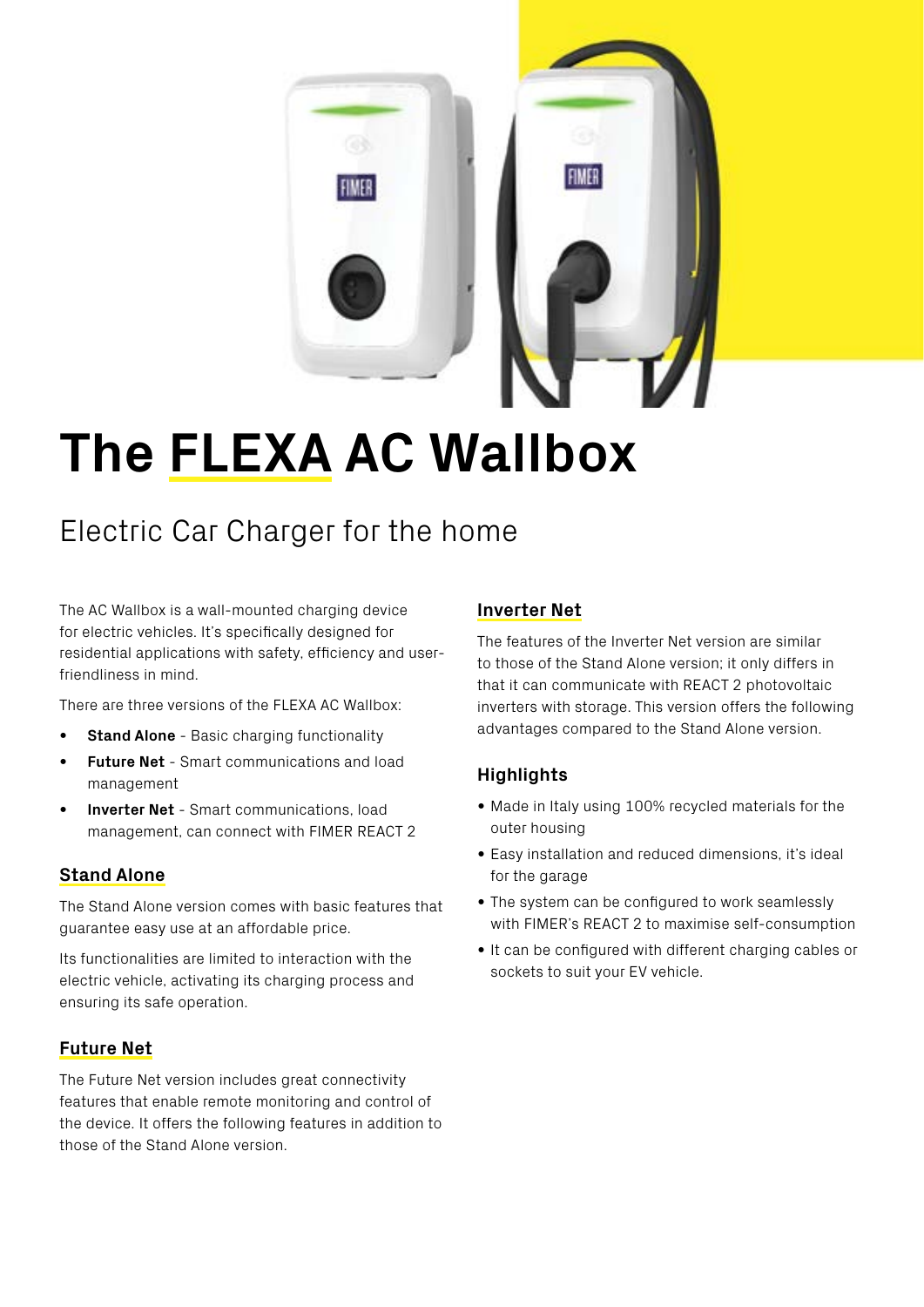# The FLEXA AC Wallbox

## Electric Car Charger for the home

The AC Wallbox is a wall-mounted charging device for electric vehicles. It's specifically designed for residential applications with safety, efficiency and user-friendliness in mind.

There are three versions of the FLEXA AC Wallbox:

- **Stand Alone** - Basic charging functionality
- **Future Net** - Smart communications and load management
- **Inverter Net** - Smart communications, load management, can connect with FIMER REACT 2

### Stand Alone

The Stand Alone version comes with basic features that guarantee easy use at an affordable price.

Its functionalities are limited to interaction with the electric vehicle, activating its charging process and ensuring its safe operation.

### Future Net

The Future Net version includes great connectivity features that enable remote monitoring and control of the device. It offers the following features in addition to those of the Stand Alone version.

### Inverter Net

The features of the Inverter Net version are similar to those of the Stand Alone version; it only differs in that it can communicate with REACT 2 photovoltaic inverters with storage. This version offers the following advantages compared to the Stand Alone version.

### Highlights

- Made in Italy using 100% recycled materials for the outer housing
- Easy installation and reduced dimensions, it's ideal for the garage
- The system can be configured to work seamlessly with FIMER's REACT 2 to maximise self-consumption
- It can be configured with different charging cables or sockets to suit your EV vehicle.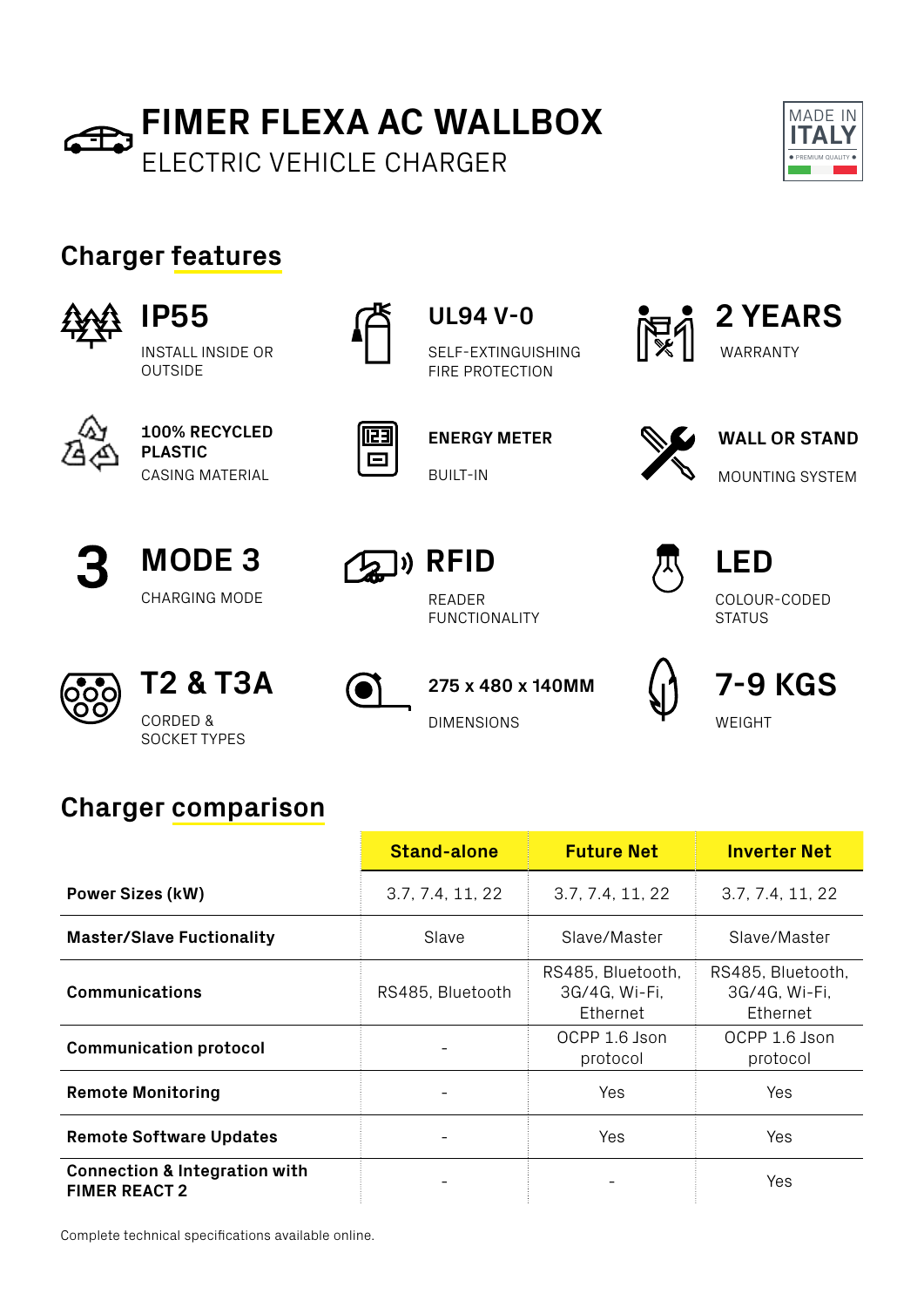# FIMER FLEXA AC WALLBOX

ELECTRIC VEHICLE CHARGER

MADE IN ITALY
PREMIUM QUALITY

## Charger features

**IP55**
INSTALL INSIDE OR OUTSIDE

**UL94 V-0**
SELF-EXTINGUISHING FIRE PROTECTION

**2 YEARS**
WARRANTY

**100% RECYCLED PLASTIC**
CASING MATERIAL

**ENERGY METER**
BUILT-IN

**WALL OR STAND**
MOUNTING SYSTEM

**MODE 3**
CHARGING MODE

**RFID**
READER FUNCTIONALITY

**LED**
COLOUR-CODED STATUS

**T2 & T3A**
CORDED & SOCKET TYPES

**275 x 480 x 140MM**
DIMENSIONS

**7-9 KGS**
WEIGHT

## Charger comparison

| | Stand-alone | Future Net | Inverter Net |
|---|---|---|---|
| **Power Sizes (kW)** | 3.7, 7.4, 11, 22 | 3.7, 7.4, 11, 22 | 3.7, 7.4, 11, 22 |
| **Master/Slave Fuctionality** | Slave | Slave/Master | Slave/Master |
| **Communications** | RS485, Bluetooth | RS485, Bluetooth, 3G/4G, Wi-Fi, Ethernet | RS485, Bluetooth, 3G/4G, Wi-Fi, Ethernet |
| **Communication protocol** | - | OCPP 1.6 Json protocol | OCPP 1.6 Json protocol |
| **Remote Monitoring** | - | Yes | Yes |
| **Remote Software Updates** | - | Yes | Yes |
| **Connection & Integration with FIMER REACT 2** | - | - | Yes |

Complete technical specifications available online.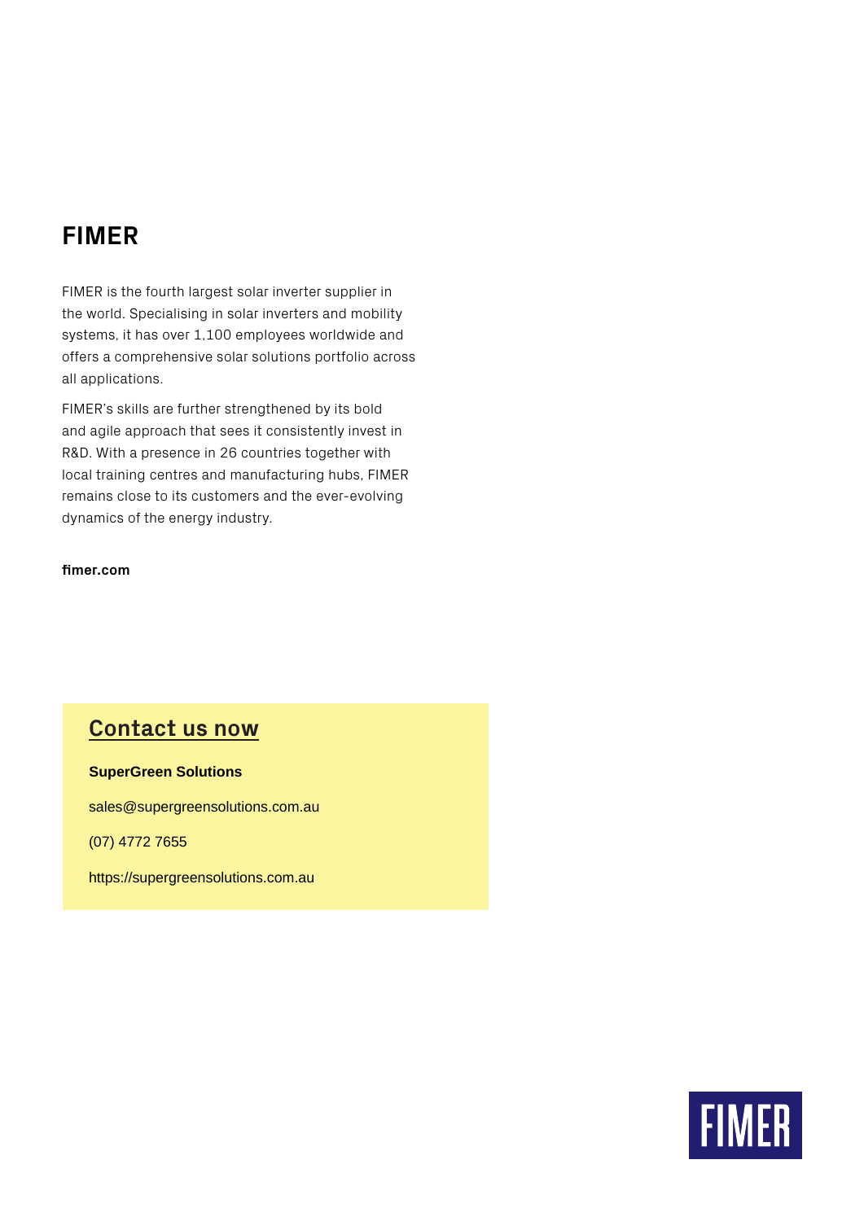## FIMER

FIMER is the fourth largest solar inverter supplier in the world. Specialising in solar inverters and mobility systems, it has over 1,100 employees worldwide and offers a comprehensive solar solutions portfolio across all applications.

FIMER's skills are further strengthened by its bold and agile approach that sees it consistently invest in R&D. With a presence in 26 countries together with local training centres and manufacturing hubs, FIMER remains close to its customers and the ever-evolving dynamics of the energy industry.

**fimer.com**

### Contact us now

**SuperGreen Solutions**

sales@supergreensolutions.com.au

(07) 4772 7655

https://supergreensolutions.com.au

FIMER